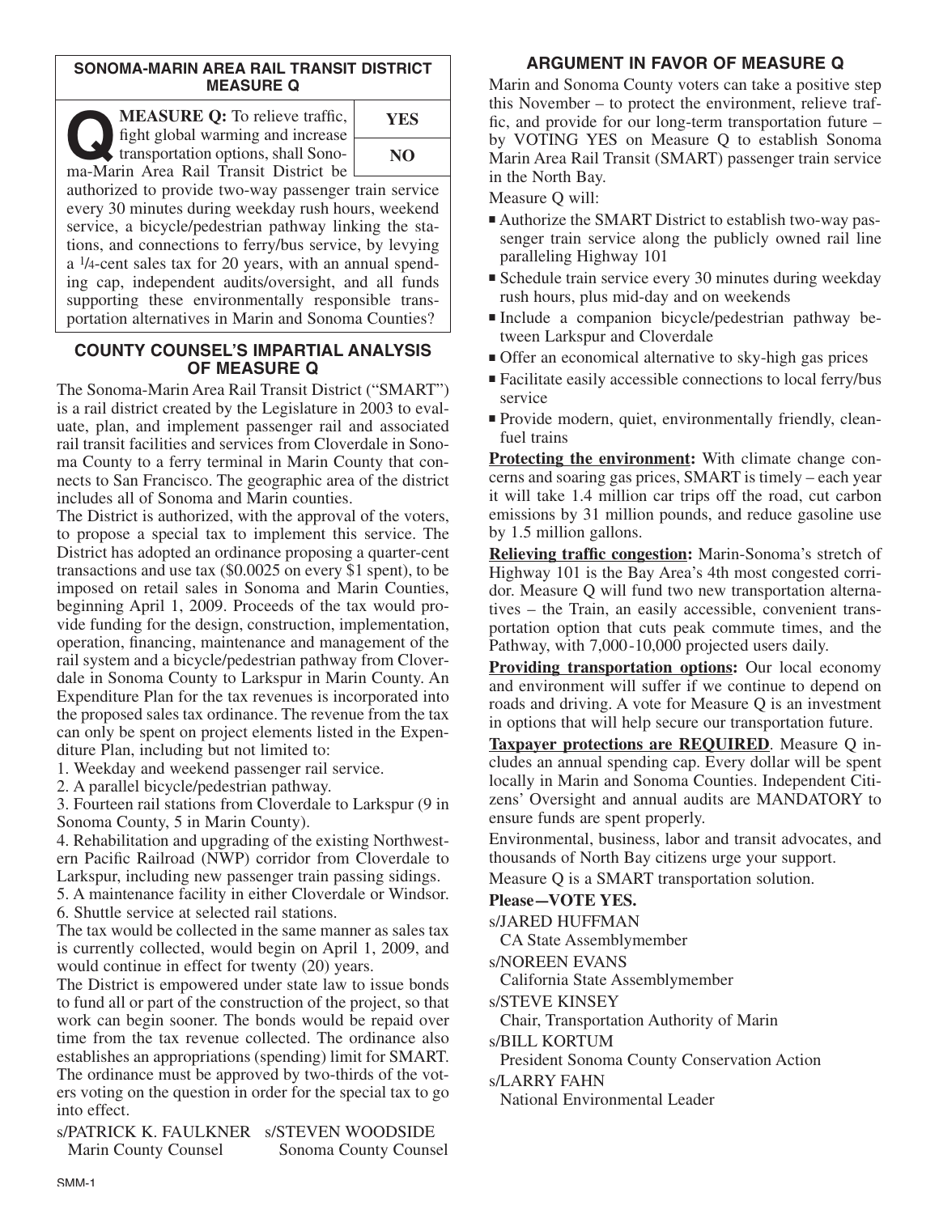## SONOMA-MARIN AREA RAIL TRANSIT DISTRICT MEASURE Q

**MEASURE Q:** To relieve traffic, fight global warming and increase transportation options, shall Sonoma-Marin Area Rail Transit District be authorized to provide two-way passenger train service every 30 minutes during weekday rush hours, weekend service, a bicycle/pedestrian pathway linking the stations, and connections to ferry/bus service, by levying a 1/4-cent sales tax for 20 years, with an annual spending cap, independent audits/oversight, and all funds supporting these environmentally responsible transportation alternatives in Marin and Sonoma Counties?

| YES |
|---|
| NO |

### COUNTY COUNSEL'S IMPARTIAL ANALYSIS OF MEASURE Q

The Sonoma-Marin Area Rail Transit District ("SMART") is a rail district created by the Legislature in 2003 to evaluate, plan, and implement passenger rail and associated rail transit facilities and services from Cloverdale in Sonoma County to a ferry terminal in Marin County that connects to San Francisco. The geographic area of the district includes all of Sonoma and Marin counties.

The District is authorized, with the approval of the voters, to propose a special tax to implement this service. The District has adopted an ordinance proposing a quarter-cent transactions and use tax ($0.0025 on every $1 spent), to be imposed on retail sales in Sonoma and Marin Counties, beginning April 1, 2009. Proceeds of the tax would provide funding for the design, construction, implementation, operation, financing, maintenance and management of the rail system and a bicycle/pedestrian pathway from Cloverdale in Sonoma County to Larkspur in Marin County. An Expenditure Plan for the tax revenues is incorporated into the proposed sales tax ordinance. The revenue from the tax can only be spent on project elements listed in the Expenditure Plan, including but not limited to:

1. Weekday and weekend passenger rail service.
2. A parallel bicycle/pedestrian pathway.
3. Fourteen rail stations from Cloverdale to Larkspur (9 in Sonoma County, 5 in Marin County).
4. Rehabilitation and upgrading of the existing Northwestern Pacific Railroad (NWP) corridor from Cloverdale to Larkspur, including new passenger train passing sidings.
5. A maintenance facility in either Cloverdale or Windsor.
6. Shuttle service at selected rail stations.

The tax would be collected in the same manner as sales tax is currently collected, would begin on April 1, 2009, and would continue in effect for twenty (20) years.

The District is empowered under state law to issue bonds to fund all or part of the construction of the project, so that work can begin sooner. The bonds would be repaid over time from the tax revenue collected. The ordinance also establishes an appropriations (spending) limit for SMART. The ordinance must be approved by two-thirds of the voters voting on the question in order for the special tax to go into effect.

s/PATRICK K. FAULKNER
Marin County Counsel

s/STEVEN WOODSIDE
Sonoma County Counsel

### ARGUMENT IN FAVOR OF MEASURE Q

Marin and Sonoma County voters can take a positive step this November – to protect the environment, relieve traffic, and provide for our long-term transportation future – by VOTING YES on Measure Q to establish Sonoma Marin Area Rail Transit (SMART) passenger train service in the North Bay.

Measure Q will:

- Authorize the SMART District to establish two-way passenger train service along the publicly owned rail line paralleling Highway 101
- Schedule train service every 30 minutes during weekday rush hours, plus mid-day and on weekends
- Include a companion bicycle/pedestrian pathway between Larkspur and Cloverdale
- Offer an economical alternative to sky-high gas prices
- Facilitate easily accessible connections to local ferry/bus service
- Provide modern, quiet, environmentally friendly, clean-fuel trains

**Protecting the environment:** With climate change concerns and soaring gas prices, SMART is timely – each year it will take 1.4 million car trips off the road, cut carbon emissions by 31 million pounds, and reduce gasoline use by 1.5 million gallons.

**Relieving traffic congestion:** Marin-Sonoma's stretch of Highway 101 is the Bay Area's 4th most congested corridor. Measure Q will fund two new transportation alternatives – the Train, an easily accessible, convenient transportation option that cuts peak commute times, and the Pathway, with 7,000-10,000 projected users daily.

**Providing transportation options:** Our local economy and environment will suffer if we continue to depend on roads and driving. A vote for Measure Q is an investment in options that will help secure our transportation future.

**Taxpayer protections are REQUIRED**. Measure Q includes an annual spending cap. Every dollar will be spent locally in Marin and Sonoma Counties. Independent Citizens' Oversight and annual audits are MANDATORY to ensure funds are spent properly.

Environmental, business, labor and transit advocates, and thousands of North Bay citizens urge your support.

Measure Q is a SMART transportation solution.

**Please—VOTE YES.**

s/JARED HUFFMAN
CA State Assemblymember

s/NOREEN EVANS
California State Assemblymember

s/STEVE KINSEY
Chair, Transportation Authority of Marin

s/BILL KORTUM
President Sonoma County Conservation Action

s/LARRY FAHN
National Environmental Leader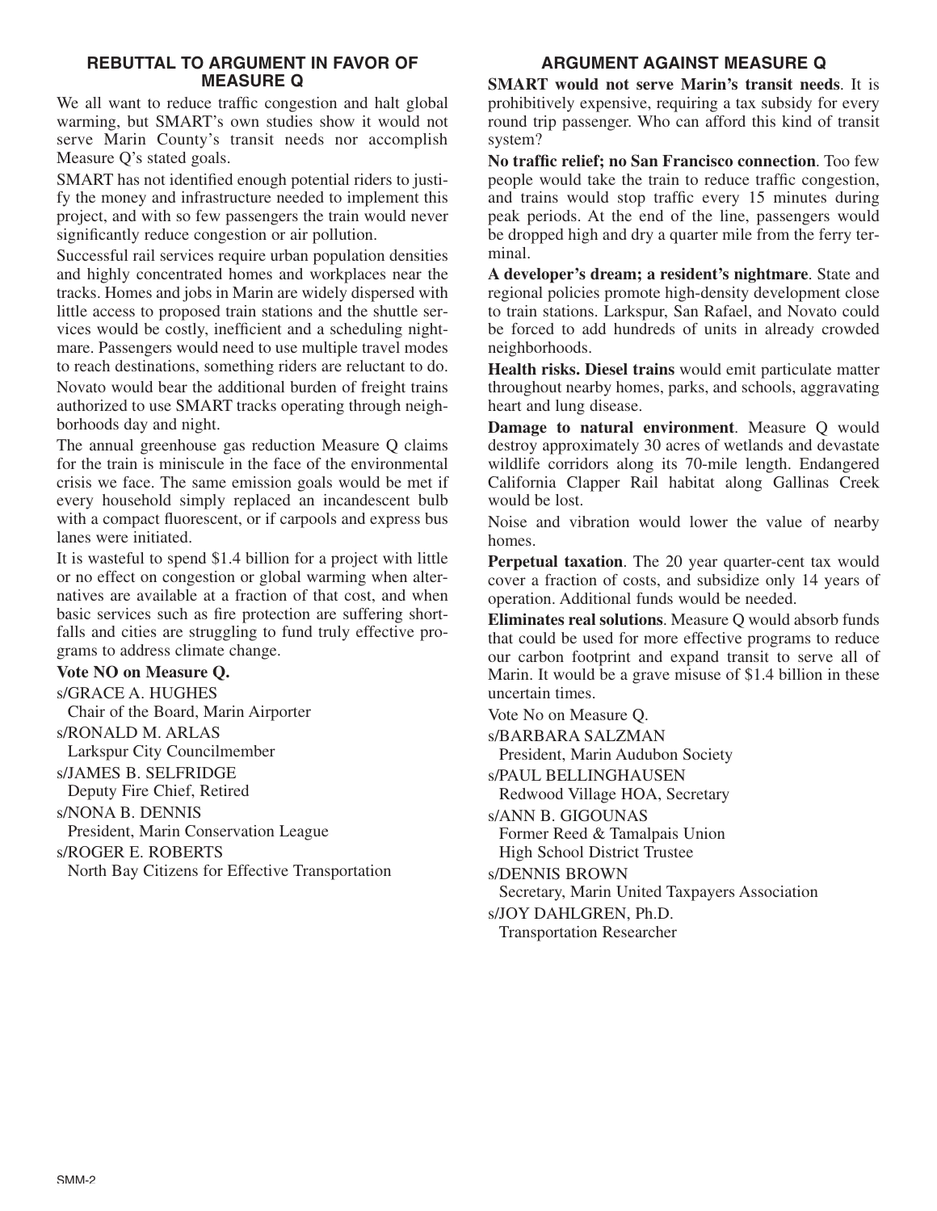## REBUTTAL TO ARGUMENT IN FAVOR OF MEASURE Q

We all want to reduce traffic congestion and halt global warming, but SMART's own studies show it would not serve Marin County's transit needs nor accomplish Measure Q's stated goals.

SMART has not identified enough potential riders to justify the money and infrastructure needed to implement this project, and with so few passengers the train would never significantly reduce congestion or air pollution.

Successful rail services require urban population densities and highly concentrated homes and workplaces near the tracks. Homes and jobs in Marin are widely dispersed with little access to proposed train stations and the shuttle services would be costly, inefficient and a scheduling nightmare. Passengers would need to use multiple travel modes to reach destinations, something riders are reluctant to do.

Novato would bear the additional burden of freight trains authorized to use SMART tracks operating through neighborhoods day and night.

The annual greenhouse gas reduction Measure Q claims for the train is miniscule in the face of the environmental crisis we face. The same emission goals would be met if every household simply replaced an incandescent bulb with a compact fluorescent, or if carpools and express bus lanes were initiated.

It is wasteful to spend $1.4 billion for a project with little or no effect on congestion or global warming when alternatives are available at a fraction of that cost, and when basic services such as fire protection are suffering shortfalls and cities are struggling to fund truly effective programs to address climate change.

**Vote NO on Measure Q.**

s/GRACE A. HUGHES
Chair of the Board, Marin Airporter

s/RONALD M. ARLAS
Larkspur City Councilmember

s/JAMES B. SELFRIDGE
Deputy Fire Chief, Retired

s/NONA B. DENNIS
President, Marin Conservation League

s/ROGER E. ROBERTS
North Bay Citizens for Effective Transportation

## ARGUMENT AGAINST MEASURE Q

**SMART would not serve Marin's transit needs**. It is prohibitively expensive, requiring a tax subsidy for every round trip passenger. Who can afford this kind of transit system?

**No traffic relief; no San Francisco connection**. Too few people would take the train to reduce traffic congestion, and trains would stop traffic every 15 minutes during peak periods. At the end of the line, passengers would be dropped high and dry a quarter mile from the ferry terminal.

**A developer's dream; a resident's nightmare**. State and regional policies promote high-density development close to train stations. Larkspur, San Rafael, and Novato could be forced to add hundreds of units in already crowded neighborhoods.

**Health risks. Diesel trains** would emit particulate matter throughout nearby homes, parks, and schools, aggravating heart and lung disease.

**Damage to natural environment**. Measure Q would destroy approximately 30 acres of wetlands and devastate wildlife corridors along its 70-mile length. Endangered California Clapper Rail habitat along Gallinas Creek would be lost.

Noise and vibration would lower the value of nearby homes.

**Perpetual taxation**. The 20 year quarter-cent tax would cover a fraction of costs, and subsidize only 14 years of operation. Additional funds would be needed.

**Eliminates real solutions**. Measure Q would absorb funds that could be used for more effective programs to reduce our carbon footprint and expand transit to serve all of Marin. It would be a grave misuse of $1.4 billion in these uncertain times.

Vote No on Measure Q.

s/BARBARA SALZMAN
President, Marin Audubon Society

s/PAUL BELLINGHAUSEN
Redwood Village HOA, Secretary

s/ANN B. GIGOUNAS
Former Reed & Tamalpais Union High School District Trustee

s/DENNIS BROWN
Secretary, Marin United Taxpayers Association

s/JOY DAHLGREN, Ph.D.
Transportation Researcher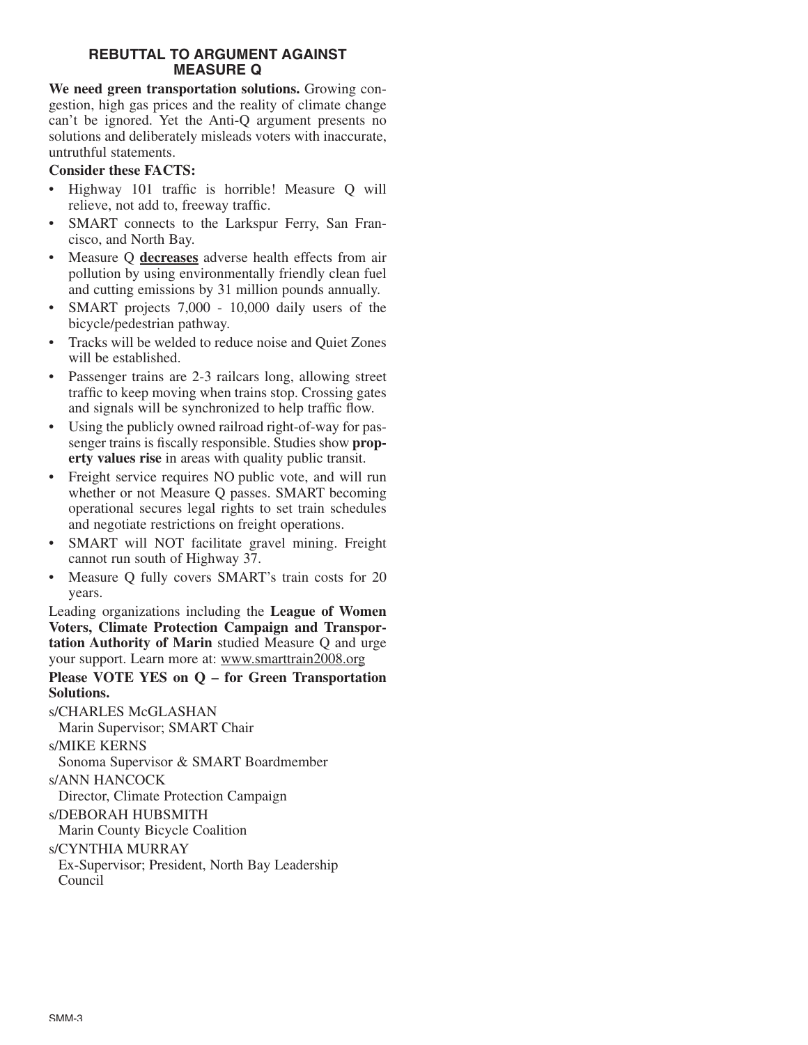## REBUTTAL TO ARGUMENT AGAINST MEASURE Q

**We need green transportation solutions.** Growing congestion, high gas prices and the reality of climate change can't be ignored. Yet the Anti-Q argument presents no solutions and deliberately misleads voters with inaccurate, untruthful statements.

**Consider these FACTS:**

- Highway 101 traffic is horrible! Measure Q will relieve, not add to, freeway traffic.
- SMART connects to the Larkspur Ferry, San Francisco, and North Bay.
- Measure Q **decreases** adverse health effects from air pollution by using environmentally friendly clean fuel and cutting emissions by 31 million pounds annually.
- SMART projects 7,000 - 10,000 daily users of the bicycle/pedestrian pathway.
- Tracks will be welded to reduce noise and Quiet Zones will be established.
- Passenger trains are 2-3 railcars long, allowing street traffic to keep moving when trains stop. Crossing gates and signals will be synchronized to help traffic flow.
- Using the publicly owned railroad right-of-way for passenger trains is fiscally responsible. Studies show **property values rise** in areas with quality public transit.
- Freight service requires NO public vote, and will run whether or not Measure Q passes. SMART becoming operational secures legal rights to set train schedules and negotiate restrictions on freight operations.
- SMART will NOT facilitate gravel mining. Freight cannot run south of Highway 37.
- Measure Q fully covers SMART's train costs for 20 years.

Leading organizations including the **League of Women Voters, Climate Protection Campaign and Transportation Authority of Marin** studied Measure Q and urge your support. Learn more at: www.smarttrain2008.org

**Please VOTE YES on Q – for Green Transportation Solutions.**

s/CHARLES McGLASHAN
Marin Supervisor; SMART Chair

s/MIKE KERNS
Sonoma Supervisor & SMART Boardmember

s/ANN HANCOCK
Director, Climate Protection Campaign

s/DEBORAH HUBSMITH
Marin County Bicycle Coalition

s/CYNTHIA MURRAY
Ex-Supervisor; President, North Bay Leadership Council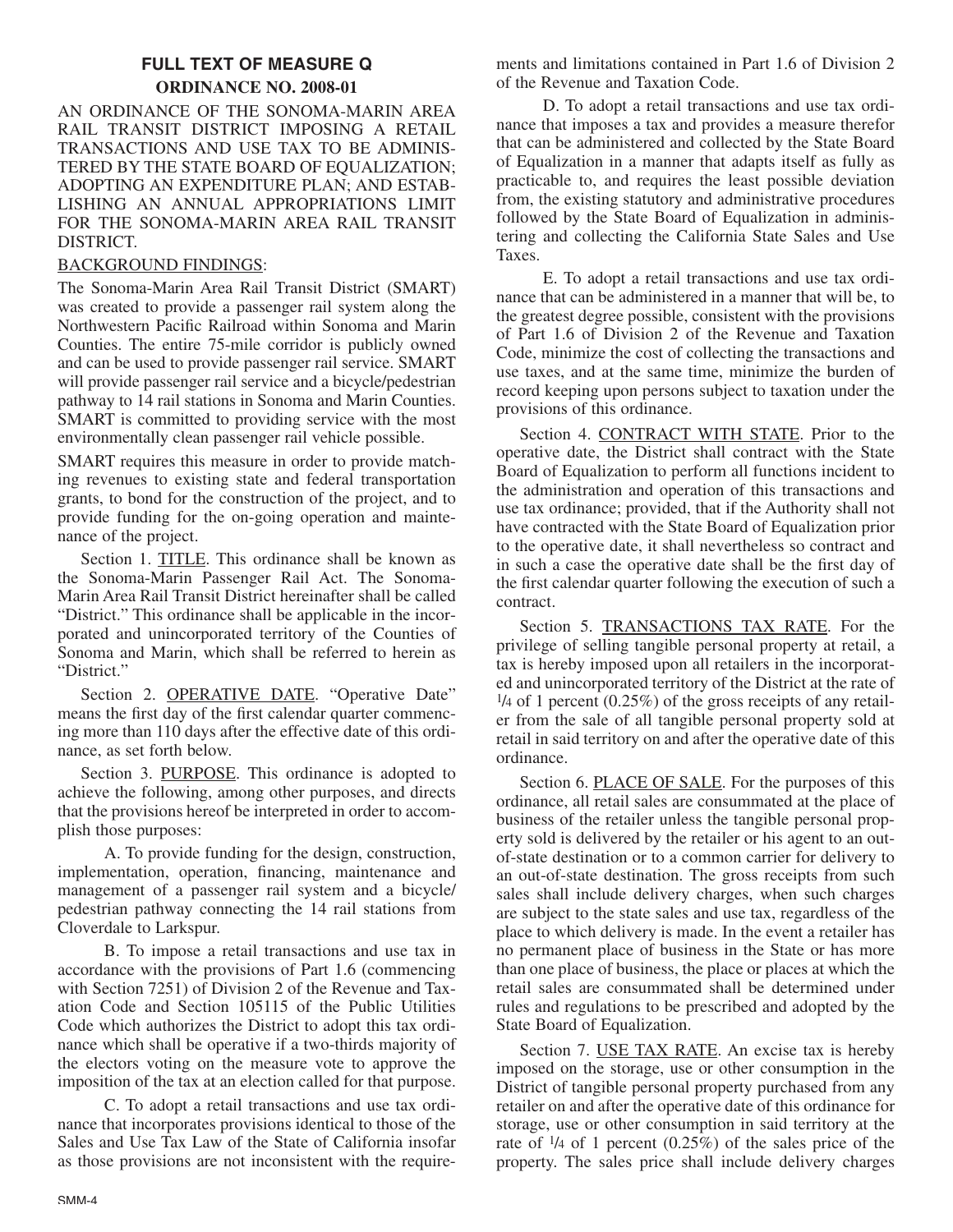## FULL TEXT OF MEASURE Q

**ORDINANCE NO. 2008-01**

AN ORDINANCE OF THE SONOMA-MARIN AREA RAIL TRANSIT DISTRICT IMPOSING A RETAIL TRANSACTIONS AND USE TAX TO BE ADMINISTERED BY THE STATE BOARD OF EQUALIZATION; ADOPTING AN EXPENDITURE PLAN; AND ESTABLISHING AN ANNUAL APPROPRIATIONS LIMIT FOR THE SONOMA-MARIN AREA RAIL TRANSIT DISTRICT.

BACKGROUND FINDINGS:

The Sonoma-Marin Area Rail Transit District (SMART) was created to provide a passenger rail system along the Northwestern Pacific Railroad within Sonoma and Marin Counties. The entire 75-mile corridor is publicly owned and can be used to provide passenger rail service. SMART will provide passenger rail service and a bicycle/pedestrian pathway to 14 rail stations in Sonoma and Marin Counties. SMART is committed to providing service with the most environmentally clean passenger rail vehicle possible.

SMART requires this measure in order to provide matching revenues to existing state and federal transportation grants, to bond for the construction of the project, and to provide funding for the on-going operation and maintenance of the project.

Section 1. TITLE. This ordinance shall be known as the Sonoma-Marin Passenger Rail Act. The Sonoma-Marin Area Rail Transit District hereinafter shall be called "District." This ordinance shall be applicable in the incorporated and unincorporated territory of the Counties of Sonoma and Marin, which shall be referred to herein as "District."

Section 2. OPERATIVE DATE. "Operative Date" means the first day of the first calendar quarter commencing more than 110 days after the effective date of this ordinance, as set forth below.

Section 3. PURPOSE. This ordinance is adopted to achieve the following, among other purposes, and directs that the provisions hereof be interpreted in order to accomplish those purposes:

A. To provide funding for the design, construction, implementation, operation, financing, maintenance and management of a passenger rail system and a bicycle/pedestrian pathway connecting the 14 rail stations from Cloverdale to Larkspur.

B. To impose a retail transactions and use tax in accordance with the provisions of Part 1.6 (commencing with Section 7251) of Division 2 of the Revenue and Taxation Code and Section 105115 of the Public Utilities Code which authorizes the District to adopt this tax ordinance which shall be operative if a two-thirds majority of the electors voting on the measure vote to approve the imposition of the tax at an election called for that purpose.

C. To adopt a retail transactions and use tax ordinance that incorporates provisions identical to those of the Sales and Use Tax Law of the State of California insofar as those provisions are not inconsistent with the requirements and limitations contained in Part 1.6 of Division 2 of the Revenue and Taxation Code.

D. To adopt a retail transactions and use tax ordinance that imposes a tax and provides a measure therefor that can be administered and collected by the State Board of Equalization in a manner that adapts itself as fully as practicable to, and requires the least possible deviation from, the existing statutory and administrative procedures followed by the State Board of Equalization in administering and collecting the California State Sales and Use Taxes.

E. To adopt a retail transactions and use tax ordinance that can be administered in a manner that will be, to the greatest degree possible, consistent with the provisions of Part 1.6 of Division 2 of the Revenue and Taxation Code, minimize the cost of collecting the transactions and use taxes, and at the same time, minimize the burden of record keeping upon persons subject to taxation under the provisions of this ordinance.

Section 4. CONTRACT WITH STATE. Prior to the operative date, the District shall contract with the State Board of Equalization to perform all functions incident to the administration and operation of this transactions and use tax ordinance; provided, that if the Authority shall not have contracted with the State Board of Equalization prior to the operative date, it shall nevertheless so contract and in such a case the operative date shall be the first day of the first calendar quarter following the execution of such a contract.

Section 5. TRANSACTIONS TAX RATE. For the privilege of selling tangible personal property at retail, a tax is hereby imposed upon all retailers in the incorporated and unincorporated territory of the District at the rate of 1/4 of 1 percent (0.25%) of the gross receipts of any retailer from the sale of all tangible personal property sold at retail in said territory on and after the operative date of this ordinance.

Section 6. PLACE OF SALE. For the purposes of this ordinance, all retail sales are consummated at the place of business of the retailer unless the tangible personal property sold is delivered by the retailer or his agent to an out-of-state destination or to a common carrier for delivery to an out-of-state destination. The gross receipts from such sales shall include delivery charges, when such charges are subject to the state sales and use tax, regardless of the place to which delivery is made. In the event a retailer has no permanent place of business in the State or has more than one place of business, the place or places at which the retail sales are consummated shall be determined under rules and regulations to be prescribed and adopted by the State Board of Equalization.

Section 7. USE TAX RATE. An excise tax is hereby imposed on the storage, use or other consumption in the District of tangible personal property purchased from any retailer on and after the operative date of this ordinance for storage, use or other consumption in said territory at the rate of 1/4 of 1 percent (0.25%) of the sales price of the property. The sales price shall include delivery charges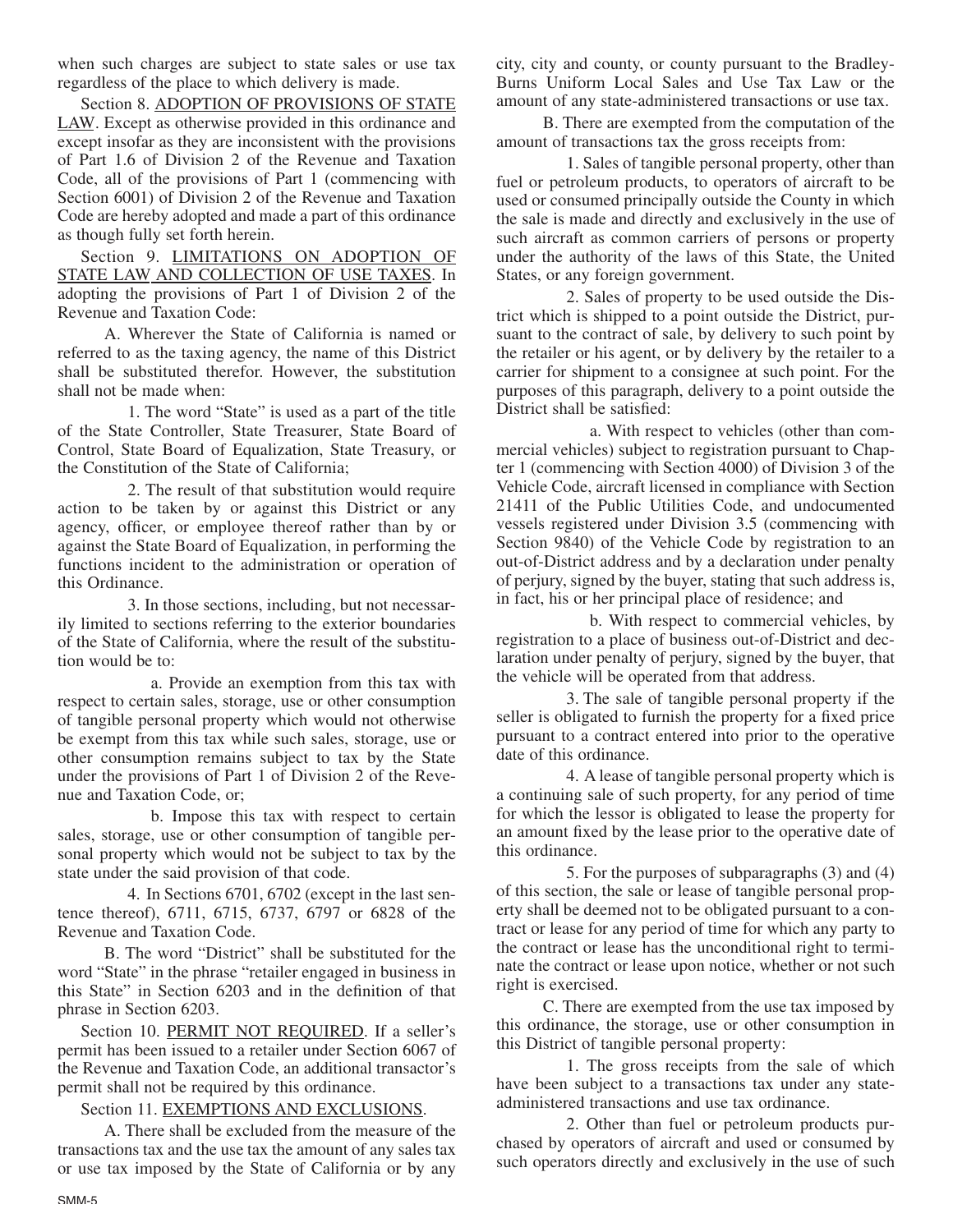when such charges are subject to state sales or use tax regardless of the place to which delivery is made.

Section 8. ADOPTION OF PROVISIONS OF STATE LAW. Except as otherwise provided in this ordinance and except insofar as they are inconsistent with the provisions of Part 1.6 of Division 2 of the Revenue and Taxation Code, all of the provisions of Part 1 (commencing with Section 6001) of Division 2 of the Revenue and Taxation Code are hereby adopted and made a part of this ordinance as though fully set forth herein.

Section 9. LIMITATIONS ON ADOPTION OF STATE LAW AND COLLECTION OF USE TAXES. In adopting the provisions of Part 1 of Division 2 of the Revenue and Taxation Code:

A. Wherever the State of California is named or referred to as the taxing agency, the name of this District shall be substituted therefor. However, the substitution shall not be made when:

1. The word "State" is used as a part of the title of the State Controller, State Treasurer, State Board of Control, State Board of Equalization, State Treasury, or the Constitution of the State of California;

2. The result of that substitution would require action to be taken by or against this District or any agency, officer, or employee thereof rather than by or against the State Board of Equalization, in performing the functions incident to the administration or operation of this Ordinance.

3. In those sections, including, but not necessarily limited to sections referring to the exterior boundaries of the State of California, where the result of the substitution would be to:

a. Provide an exemption from this tax with respect to certain sales, storage, use or other consumption of tangible personal property which would not otherwise be exempt from this tax while such sales, storage, use or other consumption remains subject to tax by the State under the provisions of Part 1 of Division 2 of the Revenue and Taxation Code, or;

b. Impose this tax with respect to certain sales, storage, use or other consumption of tangible personal property which would not be subject to tax by the state under the said provision of that code.

4. In Sections 6701, 6702 (except in the last sentence thereof), 6711, 6715, 6737, 6797 or 6828 of the Revenue and Taxation Code.

B. The word "District" shall be substituted for the word "State" in the phrase "retailer engaged in business in this State" in Section 6203 and in the definition of that phrase in Section 6203.

Section 10. PERMIT NOT REQUIRED. If a seller's permit has been issued to a retailer under Section 6067 of the Revenue and Taxation Code, an additional transactor's permit shall not be required by this ordinance.

Section 11. EXEMPTIONS AND EXCLUSIONS.

A. There shall be excluded from the measure of the transactions tax and the use tax the amount of any sales tax or use tax imposed by the State of California or by any city, city and county, or county pursuant to the Bradley-Burns Uniform Local Sales and Use Tax Law or the amount of any state-administered transactions or use tax.

B. There are exempted from the computation of the amount of transactions tax the gross receipts from:

1. Sales of tangible personal property, other than fuel or petroleum products, to operators of aircraft to be used or consumed principally outside the County in which the sale is made and directly and exclusively in the use of such aircraft as common carriers of persons or property under the authority of the laws of this State, the United States, or any foreign government.

2. Sales of property to be used outside the District which is shipped to a point outside the District, pursuant to the contract of sale, by delivery to such point by the retailer or his agent, or by delivery by the retailer to a carrier for shipment to a consignee at such point. For the purposes of this paragraph, delivery to a point outside the District shall be satisfied:

a. With respect to vehicles (other than commercial vehicles) subject to registration pursuant to Chapter 1 (commencing with Section 4000) of Division 3 of the Vehicle Code, aircraft licensed in compliance with Section 21411 of the Public Utilities Code, and undocumented vessels registered under Division 3.5 (commencing with Section 9840) of the Vehicle Code by registration to an out-of-District address and by a declaration under penalty of perjury, signed by the buyer, stating that such address is, in fact, his or her principal place of residence; and

b. With respect to commercial vehicles, by registration to a place of business out-of-District and declaration under penalty of perjury, signed by the buyer, that the vehicle will be operated from that address.

3. The sale of tangible personal property if the seller is obligated to furnish the property for a fixed price pursuant to a contract entered into prior to the operative date of this ordinance.

4. A lease of tangible personal property which is a continuing sale of such property, for any period of time for which the lessor is obligated to lease the property for an amount fixed by the lease prior to the operative date of this ordinance.

5. For the purposes of subparagraphs (3) and (4) of this section, the sale or lease of tangible personal property shall be deemed not to be obligated pursuant to a contract or lease for any period of time for which any party to the contract or lease has the unconditional right to terminate the contract or lease upon notice, whether or not such right is exercised.

C. There are exempted from the use tax imposed by this ordinance, the storage, use or other consumption in this District of tangible personal property:

1. The gross receipts from the sale of which have been subject to a transactions tax under any state-administered transactions and use tax ordinance.

2. Other than fuel or petroleum products purchased by operators of aircraft and used or consumed by such operators directly and exclusively in the use of such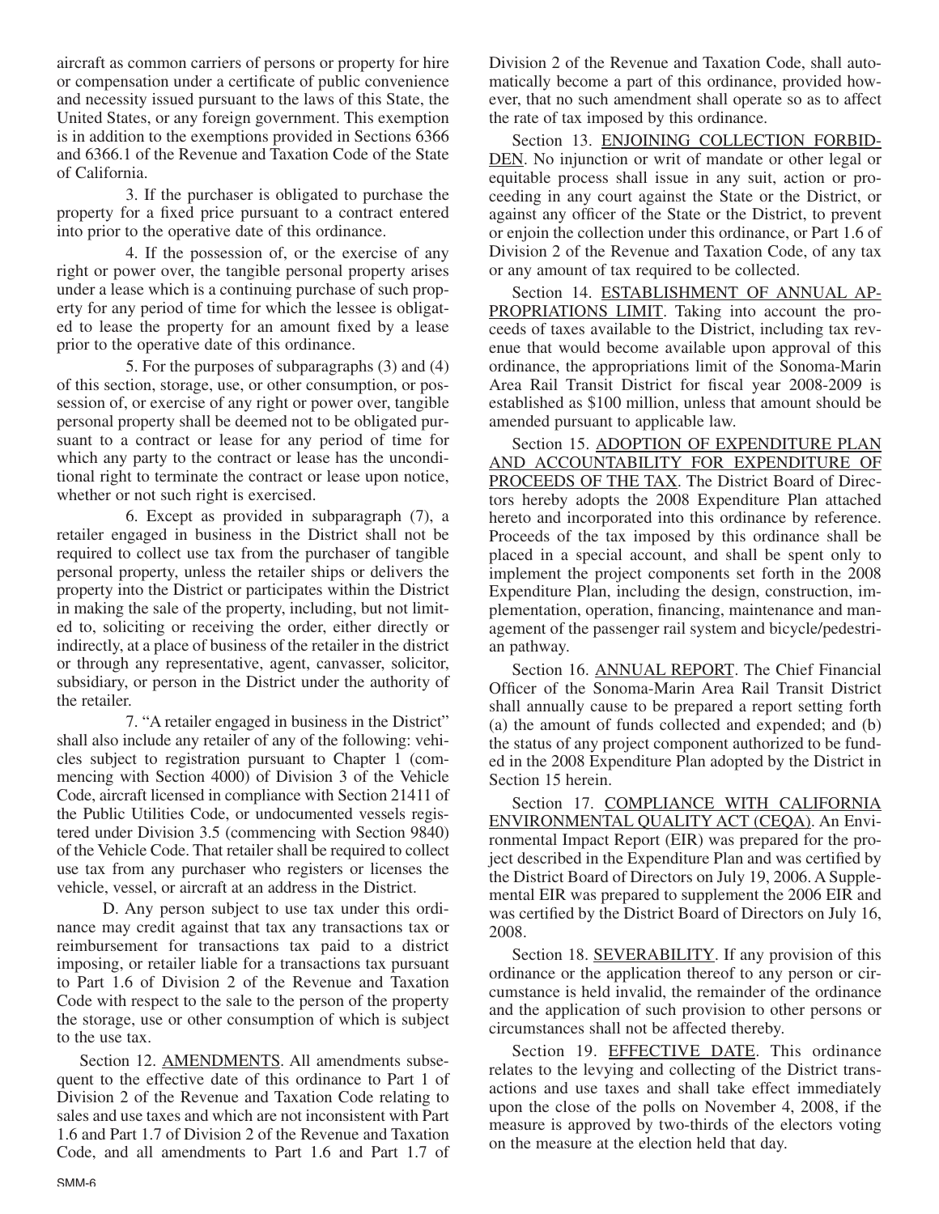aircraft as common carriers of persons or property for hire or compensation under a certificate of public convenience and necessity issued pursuant to the laws of this State, the United States, or any foreign government. This exemption is in addition to the exemptions provided in Sections 6366 and 6366.1 of the Revenue and Taxation Code of the State of California.

3. If the purchaser is obligated to purchase the property for a fixed price pursuant to a contract entered into prior to the operative date of this ordinance.

4. If the possession of, or the exercise of any right or power over, the tangible personal property arises under a lease which is a continuing purchase of such property for any period of time for which the lessee is obligated to lease the property for an amount fixed by a lease prior to the operative date of this ordinance.

5. For the purposes of subparagraphs (3) and (4) of this section, storage, use, or other consumption, or possession of, or exercise of any right or power over, tangible personal property shall be deemed not to be obligated pursuant to a contract or lease for any period of time for which any party to the contract or lease has the unconditional right to terminate the contract or lease upon notice, whether or not such right is exercised.

6. Except as provided in subparagraph (7), a retailer engaged in business in the District shall not be required to collect use tax from the purchaser of tangible personal property, unless the retailer ships or delivers the property into the District or participates within the District in making the sale of the property, including, but not limited to, soliciting or receiving the order, either directly or indirectly, at a place of business of the retailer in the district or through any representative, agent, canvasser, solicitor, subsidiary, or person in the District under the authority of the retailer.

7. "A retailer engaged in business in the District" shall also include any retailer of any of the following: vehicles subject to registration pursuant to Chapter 1 (commencing with Section 4000) of Division 3 of the Vehicle Code, aircraft licensed in compliance with Section 21411 of the Public Utilities Code, or undocumented vessels registered under Division 3.5 (commencing with Section 9840) of the Vehicle Code. That retailer shall be required to collect use tax from any purchaser who registers or licenses the vehicle, vessel, or aircraft at an address in the District.

D. Any person subject to use tax under this ordinance may credit against that tax any transactions tax or reimbursement for transactions tax paid to a district imposing, or retailer liable for a transactions tax pursuant to Part 1.6 of Division 2 of the Revenue and Taxation Code with respect to the sale to the person of the property the storage, use or other consumption of which is subject to the use tax.

Section 12. AMENDMENTS. All amendments subsequent to the effective date of this ordinance to Part 1 of Division 2 of the Revenue and Taxation Code relating to sales and use taxes and which are not inconsistent with Part 1.6 and Part 1.7 of Division 2 of the Revenue and Taxation Code, and all amendments to Part 1.6 and Part 1.7 of Division 2 of the Revenue and Taxation Code, shall automatically become a part of this ordinance, provided however, that no such amendment shall operate so as to affect the rate of tax imposed by this ordinance.

Section 13. ENJOINING COLLECTION FORBIDDEN. No injunction or writ of mandate or other legal or equitable process shall issue in any suit, action or proceeding in any court against the State or the District, or against any officer of the State or the District, to prevent or enjoin the collection under this ordinance, or Part 1.6 of Division 2 of the Revenue and Taxation Code, of any tax or any amount of tax required to be collected.

Section 14. ESTABLISHMENT OF ANNUAL APPROPRIATIONS LIMIT. Taking into account the proceeds of taxes available to the District, including tax revenue that would become available upon approval of this ordinance, the appropriations limit of the Sonoma-Marin Area Rail Transit District for fiscal year 2008-2009 is established as $100 million, unless that amount should be amended pursuant to applicable law.

Section 15. ADOPTION OF EXPENDITURE PLAN AND ACCOUNTABILITY FOR EXPENDITURE OF PROCEEDS OF THE TAX. The District Board of Directors hereby adopts the 2008 Expenditure Plan attached hereto and incorporated into this ordinance by reference. Proceeds of the tax imposed by this ordinance shall be placed in a special account, and shall be spent only to implement the project components set forth in the 2008 Expenditure Plan, including the design, construction, implementation, operation, financing, maintenance and management of the passenger rail system and bicycle/pedestrian pathway.

Section 16. ANNUAL REPORT. The Chief Financial Officer of the Sonoma-Marin Area Rail Transit District shall annually cause to be prepared a report setting forth (a) the amount of funds collected and expended; and (b) the status of any project component authorized to be funded in the 2008 Expenditure Plan adopted by the District in Section 15 herein.

Section 17. COMPLIANCE WITH CALIFORNIA ENVIRONMENTAL QUALITY ACT (CEQA). An Environmental Impact Report (EIR) was prepared for the project described in the Expenditure Plan and was certified by the District Board of Directors on July 19, 2006. A Supplemental EIR was prepared to supplement the 2006 EIR and was certified by the District Board of Directors on July 16, 2008.

Section 18. SEVERABILITY. If any provision of this ordinance or the application thereof to any person or circumstance is held invalid, the remainder of the ordinance and the application of such provision to other persons or circumstances shall not be affected thereby.

Section 19. EFFECTIVE DATE. This ordinance relates to the levying and collecting of the District transactions and use taxes and shall take effect immediately upon the close of the polls on November 4, 2008, if the measure is approved by two-thirds of the electors voting on the measure at the election held that day.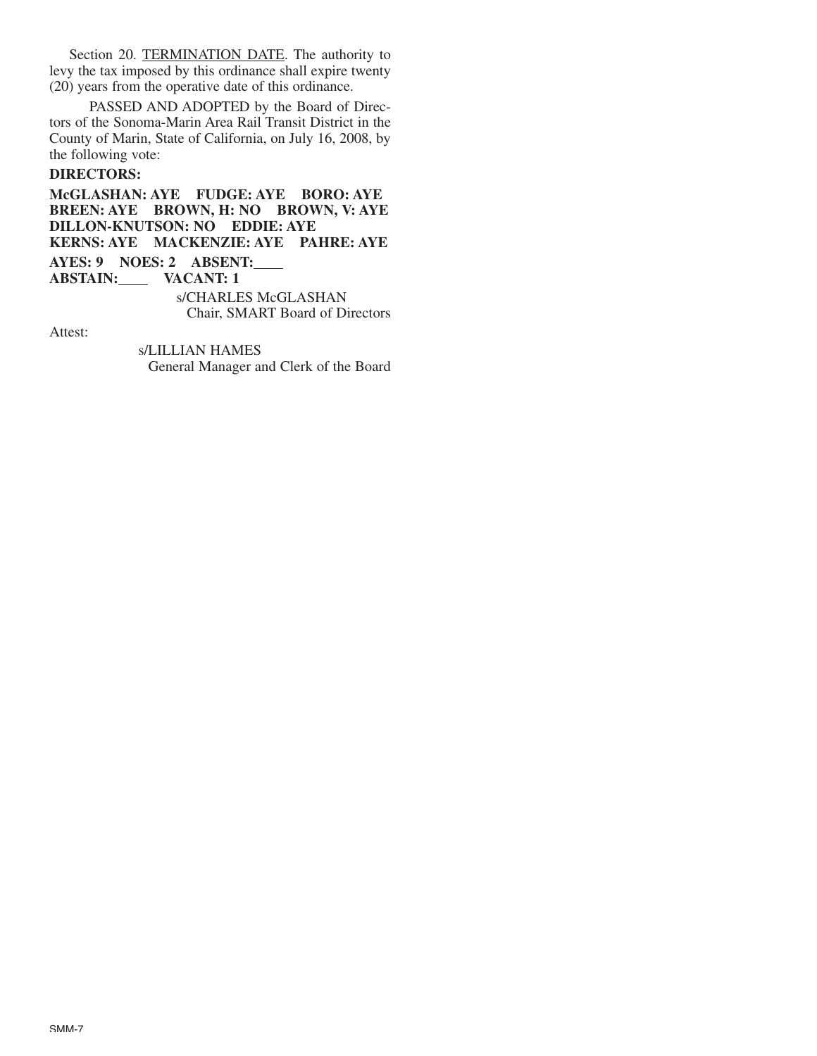Section 20. <u>TERMINATION DATE</u>. The authority to levy the tax imposed by this ordinance shall expire twenty (20) years from the operative date of this ordinance.

PASSED AND ADOPTED by the Board of Directors of the Sonoma-Marin Area Rail Transit District in the County of Marin, State of California, on July 16, 2008, by the following vote:

**DIRECTORS:**

**McGLASHAN: AYE FUDGE: AYE BORO: AYE BREEN: AYE BROWN, H: NO BROWN, V: AYE DILLON-KNUTSON: NO EDDIE: AYE KERNS: AYE MACKENZIE: AYE PAHRE: AYE**

**AYES: 9 NOES: 2 ABSENT:\_\_\_\_**
**ABSTAIN:\_\_\_\_ VACANT: 1**

s/CHARLES McGLASHAN
Chair, SMART Board of Directors

Attest:

s/LILLIAN HAMES
General Manager and Clerk of the Board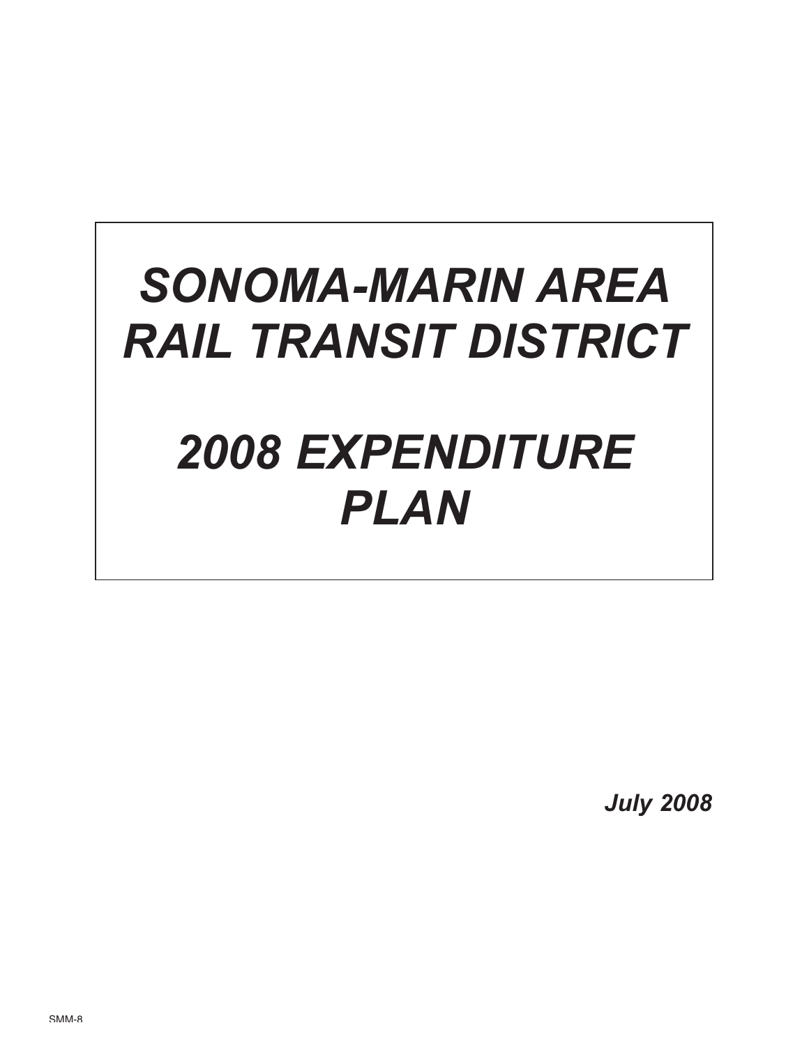# *SONOMA-MARIN AREA RAIL TRANSIT DISTRICT*

# *2008 EXPENDITURE PLAN*

***July 2008***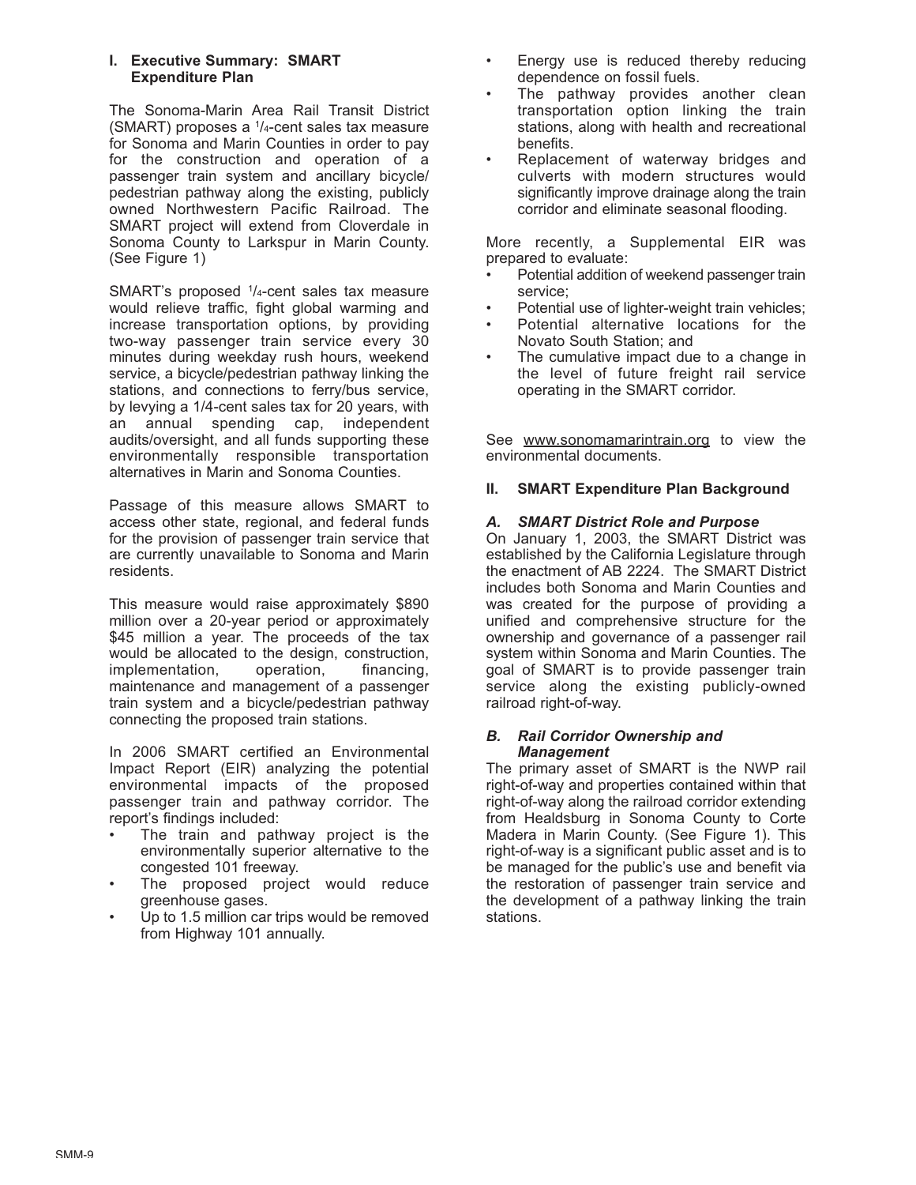## I. Executive Summary: SMART Expenditure Plan

The Sonoma-Marin Area Rail Transit District (SMART) proposes a 1/4-cent sales tax measure for Sonoma and Marin Counties in order to pay for the construction and operation of a passenger train system and ancillary bicycle/ pedestrian pathway along the existing, publicly owned Northwestern Pacific Railroad. The SMART project will extend from Cloverdale in Sonoma County to Larkspur in Marin County. (See Figure 1)

SMART's proposed 1/4-cent sales tax measure would relieve traffic, fight global warming and increase transportation options, by providing two-way passenger train service every 30 minutes during weekday rush hours, weekend service, a bicycle/pedestrian pathway linking the stations, and connections to ferry/bus service, by levying a 1/4-cent sales tax for 20 years, with an annual spending cap, independent audits/oversight, and all funds supporting these environmentally responsible transportation alternatives in Marin and Sonoma Counties.

Passage of this measure allows SMART to access other state, regional, and federal funds for the provision of passenger train service that are currently unavailable to Sonoma and Marin residents.

This measure would raise approximately $890 million over a 20-year period or approximately $45 million a year. The proceeds of the tax would be allocated to the design, construction, implementation, operation, financing, maintenance and management of a passenger train system and a bicycle/pedestrian pathway connecting the proposed train stations.

In 2006 SMART certified an Environmental Impact Report (EIR) analyzing the potential environmental impacts of the proposed passenger train and pathway corridor. The report's findings included:

- The train and pathway project is the environmentally superior alternative to the congested 101 freeway.
- The proposed project would reduce greenhouse gases.
- Up to 1.5 million car trips would be removed from Highway 101 annually.
- Energy use is reduced thereby reducing dependence on fossil fuels.
- The pathway provides another clean transportation option linking the train stations, along with health and recreational benefits.
- Replacement of waterway bridges and culverts with modern structures would significantly improve drainage along the train corridor and eliminate seasonal flooding.

More recently, a Supplemental EIR was prepared to evaluate:

- Potential addition of weekend passenger train service;
- Potential use of lighter-weight train vehicles;
- Potential alternative locations for the Novato South Station; and
- The cumulative impact due to a change in the level of future freight rail service operating in the SMART corridor.

See www.sonomamarintrain.org to view the environmental documents.

## II. SMART Expenditure Plan Background

### *A. SMART District Role and Purpose*

On January 1, 2003, the SMART District was established by the California Legislature through the enactment of AB 2224. The SMART District includes both Sonoma and Marin Counties and was created for the purpose of providing a unified and comprehensive structure for the ownership and governance of a passenger rail system within Sonoma and Marin Counties. The goal of SMART is to provide passenger train service along the existing publicly-owned railroad right-of-way.

### *B. Rail Corridor Ownership and Management*

The primary asset of SMART is the NWP rail right-of-way and properties contained within that right-of-way along the railroad corridor extending from Healdsburg in Sonoma County to Corte Madera in Marin County. (See Figure 1). This right-of-way is a significant public asset and is to be managed for the public's use and benefit via the restoration of passenger train service and the development of a pathway linking the train stations.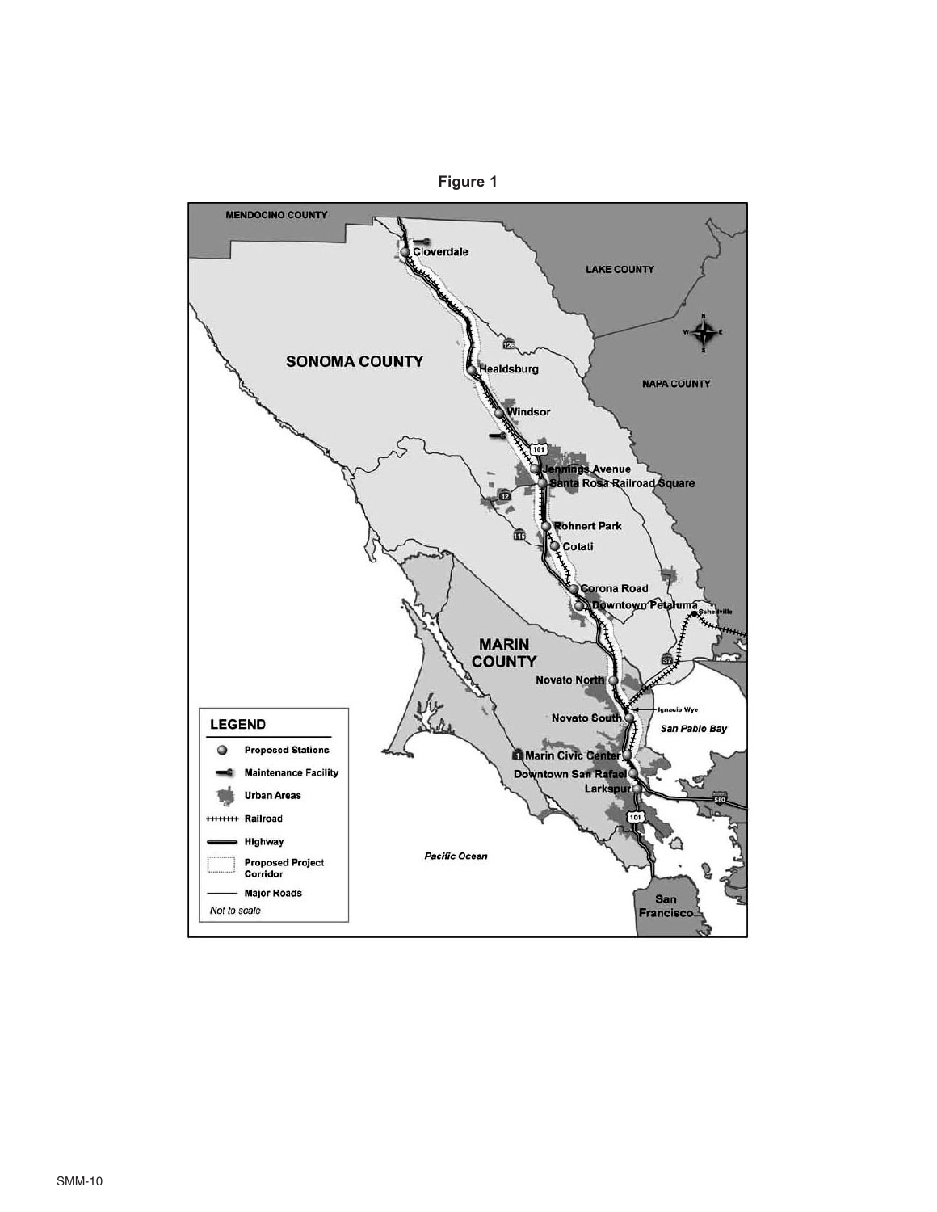**Figure 1**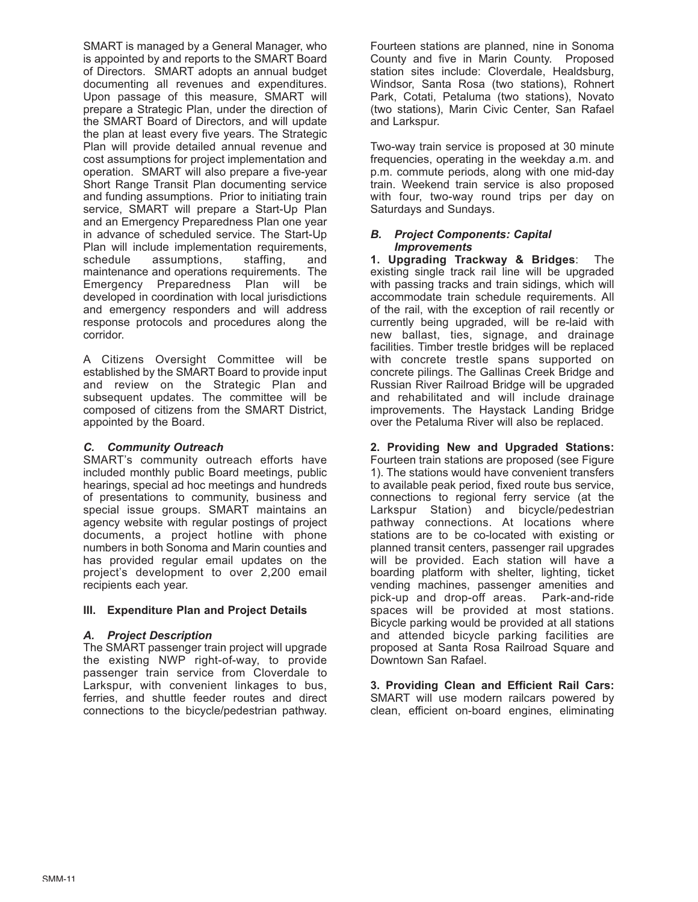SMART is managed by a General Manager, who is appointed by and reports to the SMART Board of Directors. SMART adopts an annual budget documenting all revenues and expenditures. Upon passage of this measure, SMART will prepare a Strategic Plan, under the direction of the SMART Board of Directors, and will update the plan at least every five years. The Strategic Plan will provide detailed annual revenue and cost assumptions for project implementation and operation. SMART will also prepare a five-year Short Range Transit Plan documenting service and funding assumptions. Prior to initiating train service, SMART will prepare a Start-Up Plan and an Emergency Preparedness Plan one year in advance of scheduled service. The Start-Up Plan will include implementation requirements, schedule assumptions, staffing, and maintenance and operations requirements. The Emergency Preparedness Plan will be developed in coordination with local jurisdictions and emergency responders and will address response protocols and procedures along the corridor.

A Citizens Oversight Committee will be established by the SMART Board to provide input and review on the Strategic Plan and subsequent updates. The committee will be composed of citizens from the SMART District, appointed by the Board.

### *C. Community Outreach*

SMART's community outreach efforts have included monthly public Board meetings, public hearings, special ad hoc meetings and hundreds of presentations to community, business and special issue groups. SMART maintains an agency website with regular postings of project documents, a project hotline with phone numbers in both Sonoma and Marin counties and has provided regular email updates on the project's development to over 2,200 email recipients each year.

## III. Expenditure Plan and Project Details

### *A. Project Description*

The SMART passenger train project will upgrade the existing NWP right-of-way, to provide passenger train service from Cloverdale to Larkspur, with convenient linkages to bus, ferries, and shuttle feeder routes and direct connections to the bicycle/pedestrian pathway.

Fourteen stations are planned, nine in Sonoma County and five in Marin County. Proposed station sites include: Cloverdale, Healdsburg, Windsor, Santa Rosa (two stations), Rohnert Park, Cotati, Petaluma (two stations), Novato (two stations), Marin Civic Center, San Rafael and Larkspur.

Two-way train service is proposed at 30 minute frequencies, operating in the weekday a.m. and p.m. commute periods, along with one mid-day train. Weekend train service is also proposed with four, two-way round trips per day on Saturdays and Sundays.

### *B. Project Components: Capital Improvements*

**1. Upgrading Trackway & Bridges**: The existing single track rail line will be upgraded with passing tracks and train sidings, which will accommodate train schedule requirements. All of the rail, with the exception of rail recently or currently being upgraded, will be re-laid with new ballast, ties, signage, and drainage facilities. Timber trestle bridges will be replaced with concrete trestle spans supported on concrete pilings. The Gallinas Creek Bridge and Russian River Railroad Bridge will be upgraded and rehabilitated and will include drainage improvements. The Haystack Landing Bridge over the Petaluma River will also be replaced.

**2. Providing New and Upgraded Stations:** Fourteen train stations are proposed (see Figure 1). The stations would have convenient transfers to available peak period, fixed route bus service, connections to regional ferry service (at the Larkspur Station) and bicycle/pedestrian pathway connections. At locations where stations are to be co-located with existing or planned transit centers, passenger rail upgrades will be provided. Each station will have a boarding platform with shelter, lighting, ticket vending machines, passenger amenities and pick-up and drop-off areas. Park-and-ride spaces will be provided at most stations. Bicycle parking would be provided at all stations and attended bicycle parking facilities are proposed at Santa Rosa Railroad Square and Downtown San Rafael.

**3. Providing Clean and Efficient Rail Cars:** SMART will use modern railcars powered by clean, efficient on-board engines, eliminating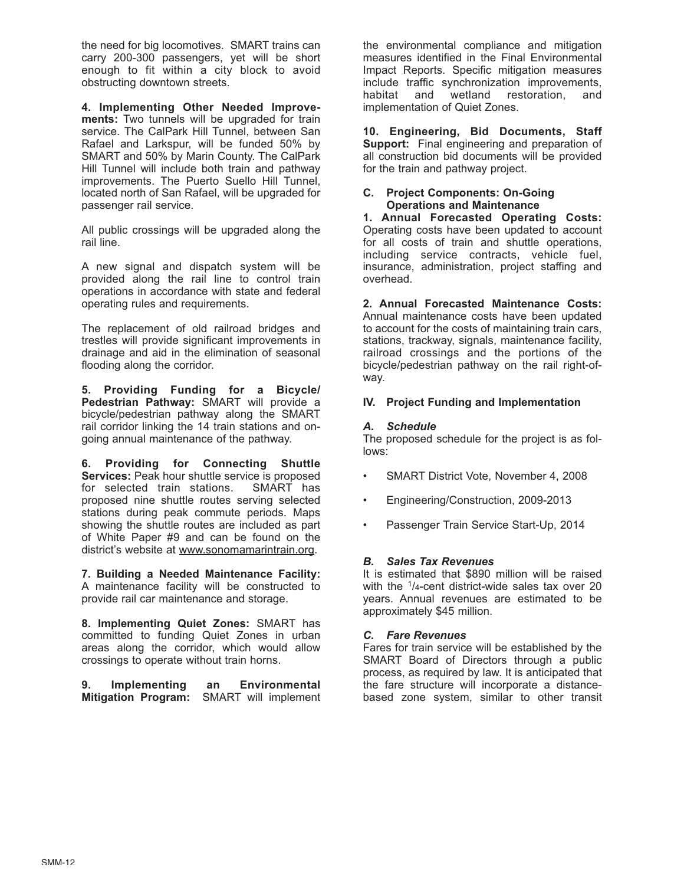the need for big locomotives. SMART trains can carry 200-300 passengers, yet will be short enough to fit within a city block to avoid obstructing downtown streets.

**4. Implementing Other Needed Improvements:** Two tunnels will be upgraded for train service. The CalPark Hill Tunnel, between San Rafael and Larkspur, will be funded 50% by SMART and 50% by Marin County. The CalPark Hill Tunnel will include both train and pathway improvements. The Puerto Suello Hill Tunnel, located north of San Rafael, will be upgraded for passenger rail service.

All public crossings will be upgraded along the rail line.

A new signal and dispatch system will be provided along the rail line to control train operations in accordance with state and federal operating rules and requirements.

The replacement of old railroad bridges and trestles will provide significant improvements in drainage and aid in the elimination of seasonal flooding along the corridor.

**5. Providing Funding for a Bicycle/ Pedestrian Pathway:** SMART will provide a bicycle/pedestrian pathway along the SMART rail corridor linking the 14 train stations and on-going annual maintenance of the pathway.

**6. Providing for Connecting Shuttle Services:** Peak hour shuttle service is proposed for selected train stations. SMART has proposed nine shuttle routes serving selected stations during peak commute periods. Maps showing the shuttle routes are included as part of White Paper #9 and can be found on the district's website at www.sonomamarintrain.org.

**7. Building a Needed Maintenance Facility:** A maintenance facility will be constructed to provide rail car maintenance and storage.

**8. Implementing Quiet Zones:** SMART has committed to funding Quiet Zones in urban areas along the corridor, which would allow crossings to operate without train horns.

**9. Implementing an Environmental Mitigation Program:** SMART will implement the environmental compliance and mitigation measures identified in the Final Environmental Impact Reports. Specific mitigation measures include traffic synchronization improvements, habitat and wetland restoration, and implementation of Quiet Zones.

**10. Engineering, Bid Documents, Staff Support:** Final engineering and preparation of all construction bid documents will be provided for the train and pathway project.

### C. Project Components: On-Going Operations and Maintenance

**1. Annual Forecasted Operating Costs:** Operating costs have been updated to account for all costs of train and shuttle operations, including service contracts, vehicle fuel, insurance, administration, project staffing and overhead.

**2. Annual Forecasted Maintenance Costs:** Annual maintenance costs have been updated to account for the costs of maintaining train cars, stations, trackway, signals, maintenance facility, railroad crossings and the portions of the bicycle/pedestrian pathway on the rail right-of-way.

## IV. Project Funding and Implementation

### *A. Schedule*

The proposed schedule for the project is as follows:

- SMART District Vote, November 4, 2008
- Engineering/Construction, 2009-2013
- Passenger Train Service Start-Up, 2014

### *B. Sales Tax Revenues*

It is estimated that \$890 million will be raised with the 1/4-cent district-wide sales tax over 20 years. Annual revenues are estimated to be approximately \$45 million.

### *C. Fare Revenues*

Fares for train service will be established by the SMART Board of Directors through a public process, as required by law. It is anticipated that the fare structure will incorporate a distance-based zone system, similar to other transit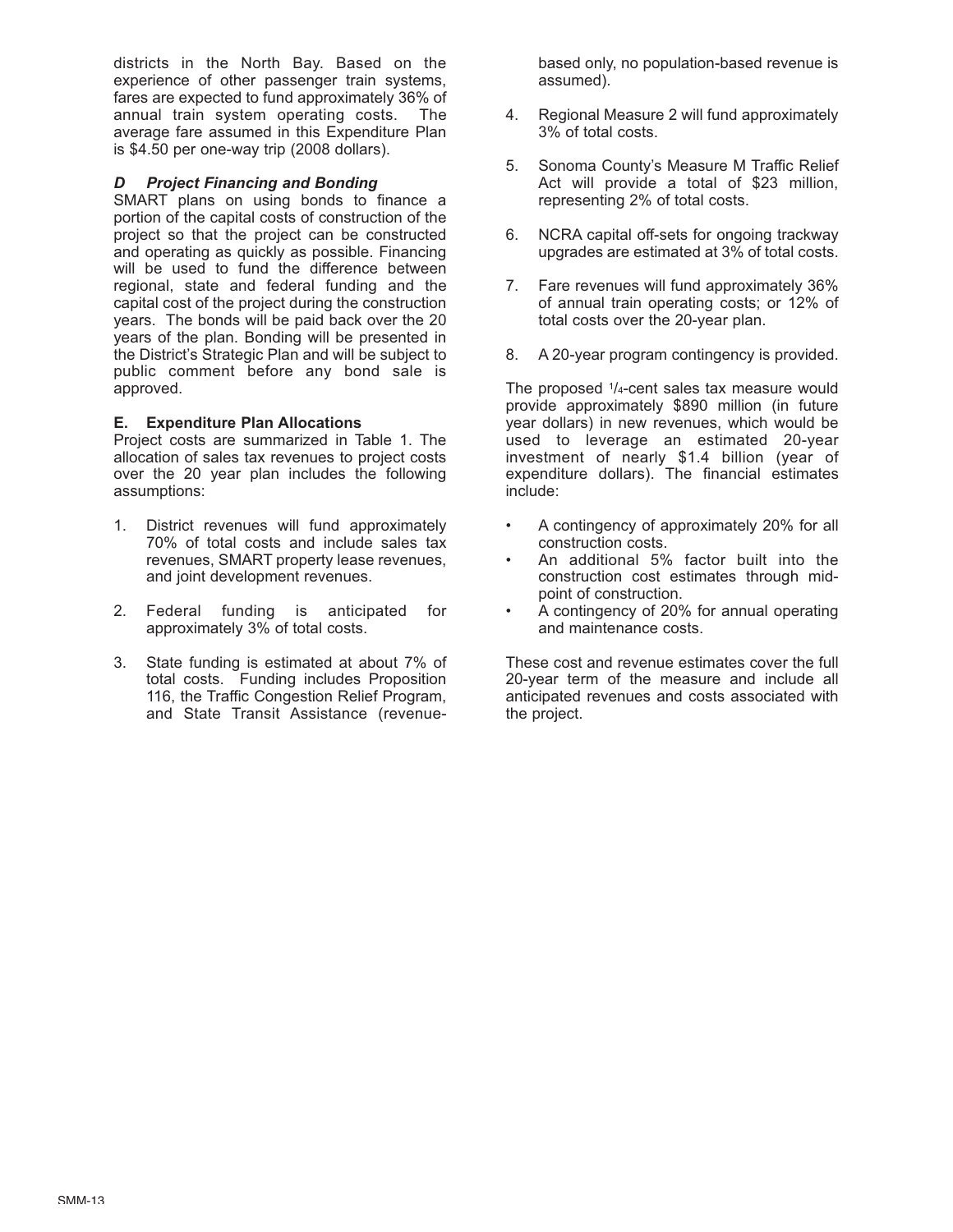districts in the North Bay. Based on the experience of other passenger train systems, fares are expected to fund approximately 36% of annual train system operating costs. The average fare assumed in this Expenditure Plan is $4.50 per one-way trip (2008 dollars).

### *D Project Financing and Bonding*

SMART plans on using bonds to finance a portion of the capital costs of construction of the project so that the project can be constructed and operating as quickly as possible. Financing will be used to fund the difference between regional, state and federal funding and the capital cost of the project during the construction years. The bonds will be paid back over the 20 years of the plan. Bonding will be presented in the District's Strategic Plan and will be subject to public comment before any bond sale is approved.

### E. Expenditure Plan Allocations

Project costs are summarized in Table 1. The allocation of sales tax revenues to project costs over the 20 year plan includes the following assumptions:

1. District revenues will fund approximately 70% of total costs and include sales tax revenues, SMART property lease revenues, and joint development revenues.
2. Federal funding is anticipated for approximately 3% of total costs.
3. State funding is estimated at about 7% of total costs. Funding includes Proposition 116, the Traffic Congestion Relief Program, and State Transit Assistance (revenue-based only, no population-based revenue is assumed).
4. Regional Measure 2 will fund approximately 3% of total costs.
5. Sonoma County's Measure M Traffic Relief Act will provide a total of $23 million, representing 2% of total costs.
6. NCRA capital off-sets for ongoing trackway upgrades are estimated at 3% of total costs.
7. Fare revenues will fund approximately 36% of annual train operating costs; or 12% of total costs over the 20-year plan.
8. A 20-year program contingency is provided.

The proposed 1/4-cent sales tax measure would provide approximately $890 million (in future year dollars) in new revenues, which would be used to leverage an estimated 20-year investment of nearly $1.4 billion (year of expenditure dollars). The financial estimates include:

- A contingency of approximately 20% for all construction costs.
- An additional 5% factor built into the construction cost estimates through mid-point of construction.
- A contingency of 20% for annual operating and maintenance costs.

These cost and revenue estimates cover the full 20-year term of the measure and include all anticipated revenues and costs associated with the project.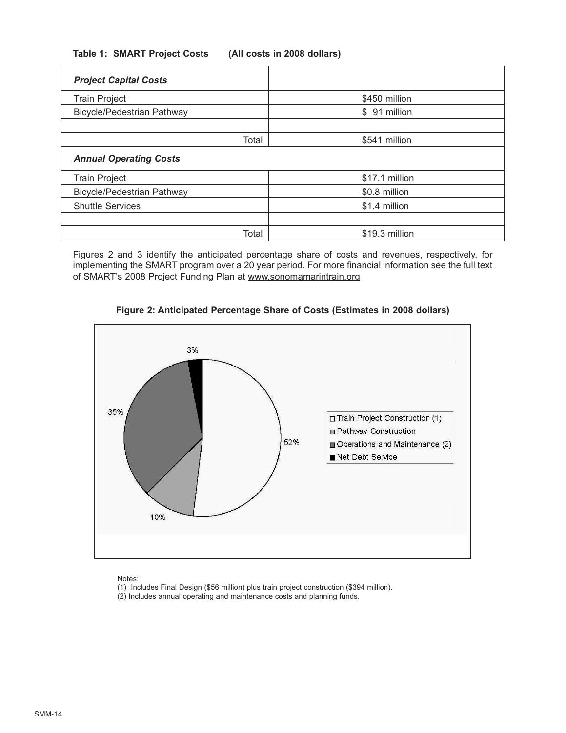**Table 1: SMART Project Costs (All costs in 2008 dollars)**

| *Project Capital Costs* | |
|---|---|
| Train Project | \$450 million |
| Bicycle/Pedestrian Pathway | \$ 91 million |
| | |
| Total | \$541 million |
| ***Annual Operating Costs*** | |
| Train Project | \$17.1 million |
| Bicycle/Pedestrian Pathway | \$0.8 million |
| Shuttle Services | \$1.4 million |
| | |
| Total | \$19.3 million |

Figures 2 and 3 identify the anticipated percentage share of costs and revenues, respectively, for implementing the SMART program over a 20 year period. For more financial information see the full text of SMART's 2008 Project Funding Plan at www.sonomamarintrain.org

**Figure 2: Anticipated Percentage Share of Costs (Estimates in 2008 dollars)**

| Category | Share |
|---|---|
| Train Project Construction (1) | 52% |
| Pathway Construction | 10% |
| Operations and Maintenance (2) | 35% |
| Net Debt Service | 3% |

Notes:

(1) Includes Final Design (\$56 million) plus train project construction (\$394 million).

(2) Includes annual operating and maintenance costs and planning funds.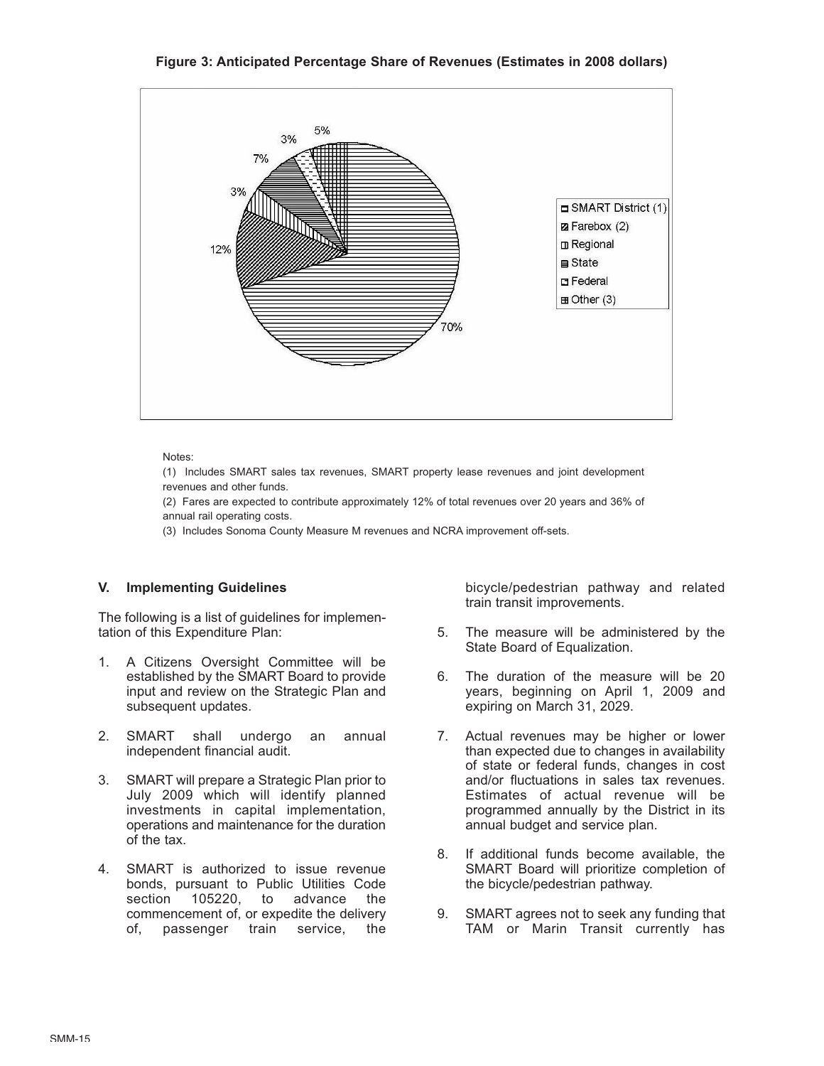**Figure 3: Anticipated Percentage Share of Revenues (Estimates in 2008 dollars)**

| Revenue Source | Share |
|---|---|
| SMART District (1) | 70% |
| Farebox (2) | 12% |
| Regional | 3% |
| State | 7% |
| Federal | 3% |
| Other (3) | 5% |

Notes:

(1) Includes SMART sales tax revenues, SMART property lease revenues and joint development revenues and other funds.

(2) Fares are expected to contribute approximately 12% of total revenues over 20 years and 36% of annual rail operating costs.

(3) Includes Sonoma County Measure M revenues and NCRA improvement off-sets.

## V. Implementing Guidelines

The following is a list of guidelines for implementation of this Expenditure Plan:

1. A Citizens Oversight Committee will be established by the SMART Board to provide input and review on the Strategic Plan and subsequent updates.
2. SMART shall undergo an annual independent financial audit.
3. SMART will prepare a Strategic Plan prior to July 2009 which will identify planned investments in capital implementation, operations and maintenance for the duration of the tax.
4. SMART is authorized to issue revenue bonds, pursuant to Public Utilities Code section 105220, to advance the commencement of, or expedite the delivery of, passenger train service, the bicycle/pedestrian pathway and related train transit improvements.
5. The measure will be administered by the State Board of Equalization.
6. The duration of the measure will be 20 years, beginning on April 1, 2009 and expiring on March 31, 2029.
7. Actual revenues may be higher or lower than expected due to changes in availability of state or federal funds, changes in cost and/or fluctuations in sales tax revenues. Estimates of actual revenue will be programmed annually by the District in its annual budget and service plan.
8. If additional funds become available, the SMART Board will prioritize completion of the bicycle/pedestrian pathway.
9. SMART agrees not to seek any funding that TAM or Marin Transit currently has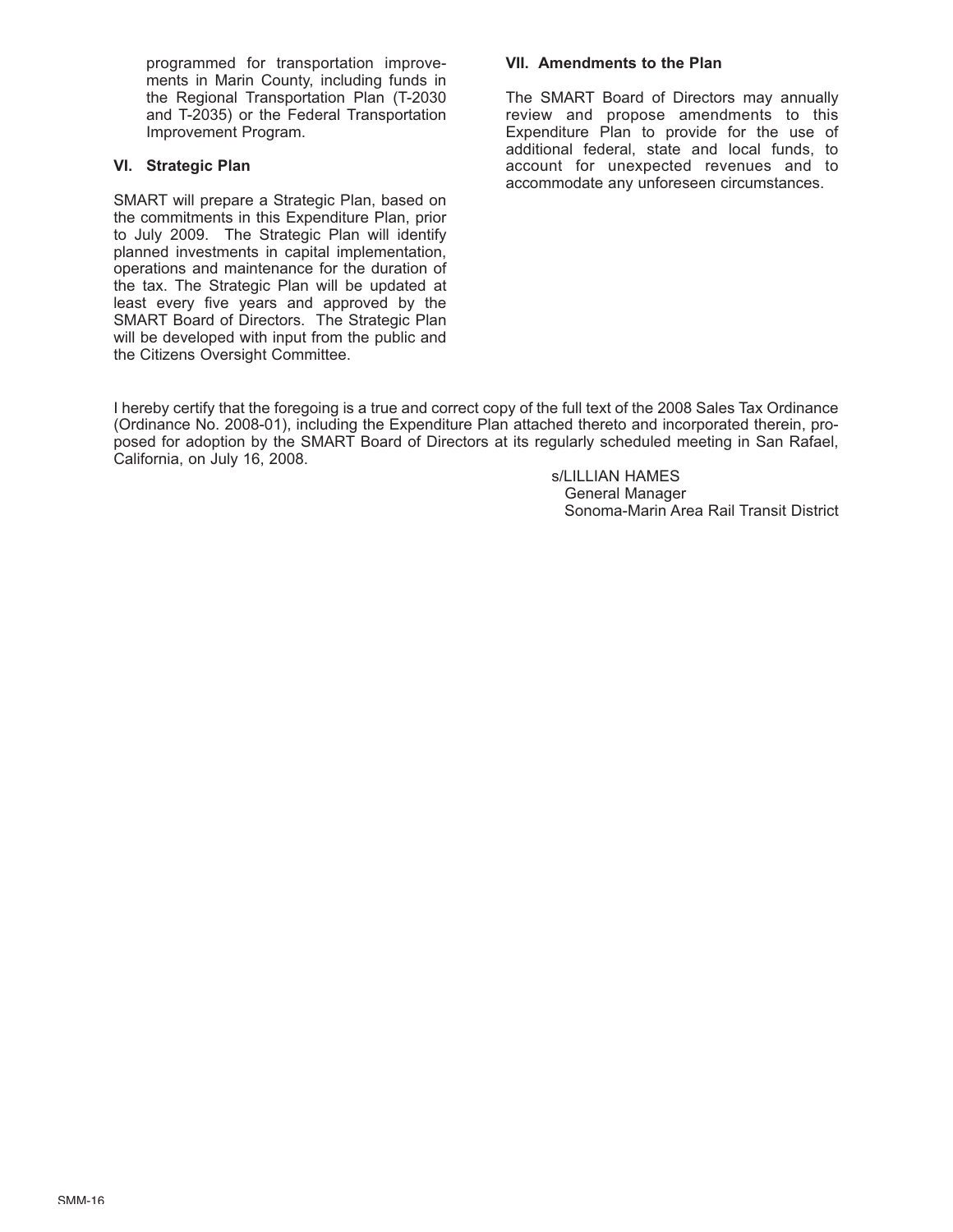programmed for transportation improvements in Marin County, including funds in the Regional Transportation Plan (T-2030 and T-2035) or the Federal Transportation Improvement Program.

### VI. Strategic Plan

SMART will prepare a Strategic Plan, based on the commitments in this Expenditure Plan, prior to July 2009. The Strategic Plan will identify planned investments in capital implementation, operations and maintenance for the duration of the tax. The Strategic Plan will be updated at least every five years and approved by the SMART Board of Directors. The Strategic Plan will be developed with input from the public and the Citizens Oversight Committee.

### VII. Amendments to the Plan

The SMART Board of Directors may annually review and propose amendments to this Expenditure Plan to provide for the use of additional federal, state and local funds, to account for unexpected revenues and to accommodate any unforeseen circumstances.

I hereby certify that the foregoing is a true and correct copy of the full text of the 2008 Sales Tax Ordinance (Ordinance No. 2008-01), including the Expenditure Plan attached thereto and incorporated therein, proposed for adoption by the SMART Board of Directors at its regularly scheduled meeting in San Rafael, California, on July 16, 2008.

s/LILLIAN HAMES
General Manager
Sonoma-Marin Area Rail Transit District